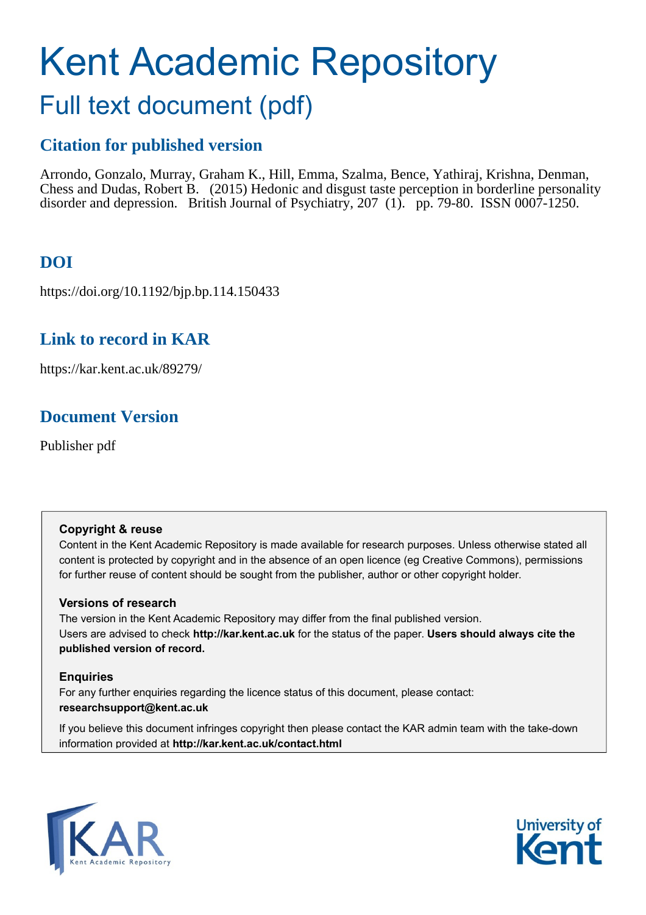# Kent Academic Repository

## Full text document (pdf)

## Citation for published version

Arrondo, Gonzalo, Murray, Graham K., Hill, Emma, Szalma, Bence, Yathiraj, Krishna, Denman, Chess and Dudas, Robert B. (2015) Hedonic and disgust taste perception in borderline personality disorder and depression. British Journal of Psychiatry, 207 (1). pp. 79-80. ISSN 0007-1250.

## DOI

https://doi.org/10.1192/bjp.bp.114.150433

## Link to record in KAR

https://kar.kent.ac.uk/89279/

## Document Version

Publisher pdf

**Copyright & reuse**

Content in the Kent Academic Repository is made available for research purposes. Unless otherwise stated all content is protected by copyright and in the absence of an open licence (eg Creative Commons), permissions for further reuse of content should be sought from the publisher, author or other copyright holder.

**Versions of research**

The version in the Kent Academic Repository may differ from the final published version. Users are advised to check **http://kar.kent.ac.uk** for the status of the paper. **Users should always cite the published version of record.**

**Enquiries**

For any further enquiries regarding the licence status of this document, please contact: **researchsupport@kent.ac.uk**

If you believe this document infringes copyright then please contact the KAR admin team with the take-down information provided at **http://kar.kent.ac.uk/contact.html**

KAR Kent Academic Repository

University of Kent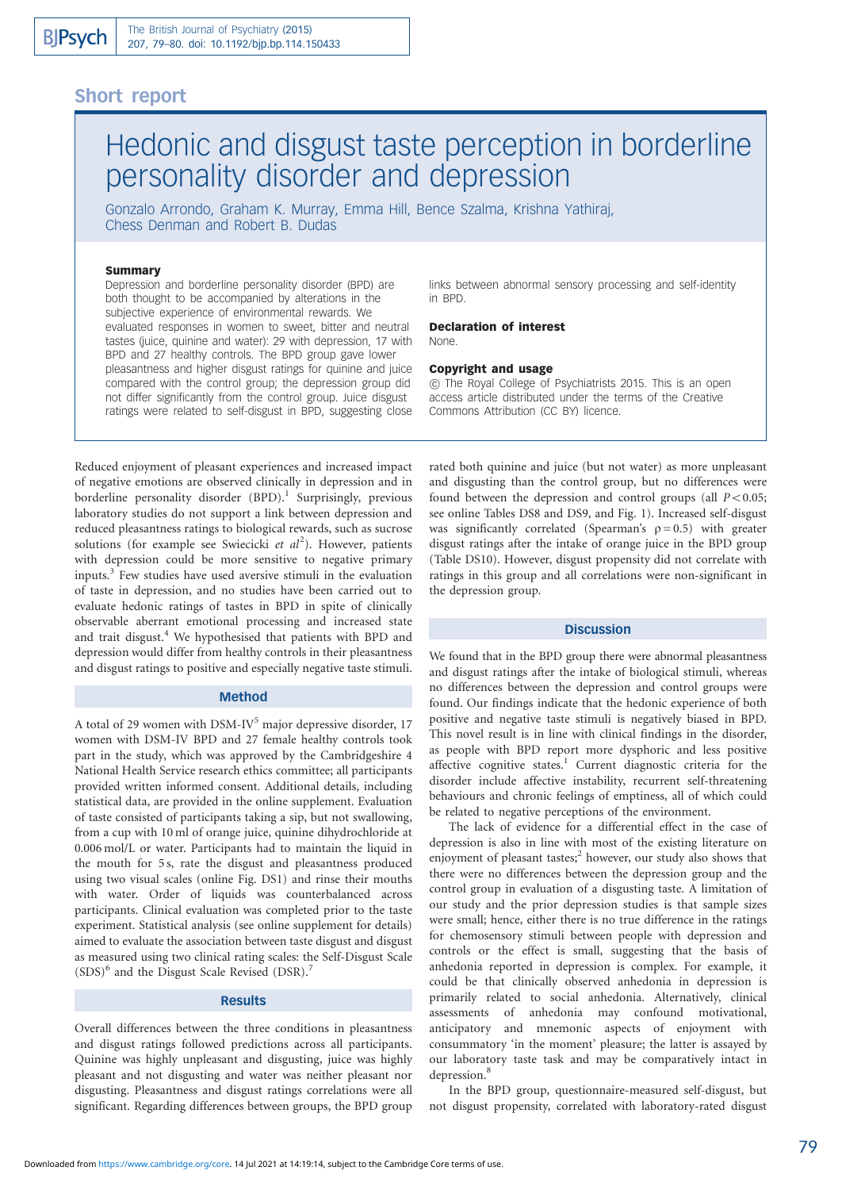## Short report

# Hedonic and disgust taste perception in borderline personality disorder and depression

Gonzalo Arrondo, Graham K. Murray, Emma Hill, Bence Szalma, Krishna Yathiraj, Chess Denman and Robert B. Dudas

### Summary

Depression and borderline personality disorder (BPD) are both thought to be accompanied by alterations in the subjective experience of environmental rewards. We evaluated responses in women to sweet, bitter and neutral tastes (juice, quinine and water): 29 with depression, 17 with BPD and 27 healthy controls. The BPD group gave lower pleasantness and higher disgust ratings for quinine and juice compared with the control group; the depression group did not differ significantly from the control group. Juice disgust ratings were related to self-disgust in BPD, suggesting close links between abnormal sensory processing and self-identity in BPD.

### Declaration of interest

None.

### Copyright and usage

© The Royal College of Psychiatrists 2015. This is an open access article distributed under the terms of the Creative Commons Attribution (CC BY) licence.

Reduced enjoyment of pleasant experiences and increased impact of negative emotions are observed clinically in depression and in borderline personality disorder (BPD).[1] Surprisingly, previous laboratory studies do not support a link between depression and reduced pleasantness ratings to biological rewards, such as sucrose solutions (for example see Swiecicki *et al*[2]). However, patients with depression could be more sensitive to negative primary inputs.[3] Few studies have used aversive stimuli in the evaluation of taste in depression, and no studies have been carried out to evaluate hedonic ratings of tastes in BPD in spite of clinically observable aberrant emotional processing and increased state and trait disgust.[4] We hypothesised that patients with BPD and depression would differ from healthy controls in their pleasantness and disgust ratings to positive and especially negative taste stimuli.

## Method

A total of 29 women with DSM-IV[5] major depressive disorder, 17 women with DSM-IV BPD and 27 female healthy controls took part in the study, which was approved by the Cambridgeshire 4 National Health Service research ethics committee; all participants provided written informed consent. Additional details, including statistical data, are provided in the online supplement. Evaluation of taste consisted of participants taking a sip, but not swallowing, from a cup with 10 ml of orange juice, quinine dihydrochloride at 0.006 mol/L or water. Participants had to maintain the liquid in the mouth for 5 s, rate the disgust and pleasantness produced using two visual scales (online Fig. DS1) and rinse their mouths with water. Order of liquids was counterbalanced across participants. Clinical evaluation was completed prior to the taste experiment. Statistical analysis (see online supplement for details) aimed to evaluate the association between taste disgust and disgust as measured using two clinical rating scales: the Self-Disgust Scale (SDS)[6] and the Disgust Scale Revised (DSR).[7]

## Results

Overall differences between the three conditions in pleasantness and disgust ratings followed predictions across all participants. Quinine was highly unpleasant and disgusting, juice was highly pleasant and not disgusting and water was neither pleasant nor disgusting. Pleasantness and disgust ratings correlations were all significant. Regarding differences between groups, the BPD group rated both quinine and juice (but not water) as more unpleasant and disgusting than the control group, but no differences were found between the depression and control groups (all $P<0.05$; see online Tables DS8 and DS9, and Fig. 1). Increased self-disgust was significantly correlated (Spearman's $\rho = 0.5$) with greater disgust ratings after the intake of orange juice in the BPD group (Table DS10). However, disgust propensity did not correlate with ratings in this group and all correlations were non-significant in the depression group.

## Discussion

We found that in the BPD group there were abnormal pleasantness and disgust ratings after the intake of biological stimuli, whereas no differences between the depression and control groups were found. Our findings indicate that the hedonic experience of both positive and negative taste stimuli is negatively biased in BPD. This novel result is in line with clinical findings in the disorder, as people with BPD report more dysphoric and less positive affective cognitive states.[1] Current diagnostic criteria for the disorder include affective instability, recurrent self-threatening behaviours and chronic feelings of emptiness, all of which could be related to negative perceptions of the environment.

The lack of evidence for a differential effect in the case of depression is also in line with most of the existing literature on enjoyment of pleasant tastes;[2] however, our study also shows that there were no differences between the depression group and the control group in evaluation of a disgusting taste. A limitation of our study and the prior depression studies is that sample sizes were small; hence, either there is no true difference in the ratings for chemosensory stimuli between people with depression and controls or the effect is small, suggesting that the basis of anhedonia reported in depression is complex. For example, it could be that clinically observed anhedonia in depression is primarily related to social anhedonia. Alternatively, clinical assessments of anhedonia may confound motivational, anticipatory and mnemonic aspects of enjoyment with consummatory 'in the moment' pleasure; the latter is assayed by our laboratory taste task and may be comparatively intact in depression.[8]

In the BPD group, questionnaire-measured self-disgust, but not disgust propensity, correlated with laboratory-rated disgust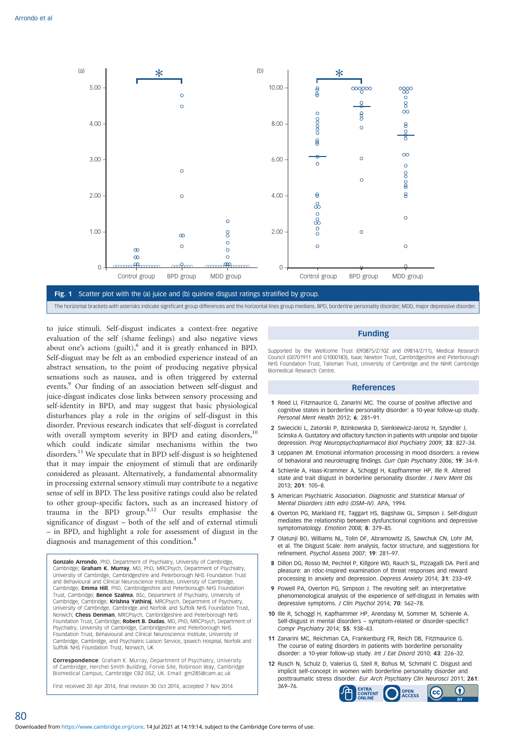(a)

*

5.00

4.00

3.00

2.00

1.00

0

Control group

BPD group

MDD group

(b)

*

10.00

8.00

6.00

4.00

2.00

0

Control group

BPD group

MDD group

**Fig. 1** Scatter plot with the (a) juice and (b) quinine disgust ratings stratified by group.

The horizontal brackets with asterisks indicate significant group differences and the horizontal lines group medians. BPD, borderline personality disorder; MDD, major depressive disorder.

to juice stimuli. Self-disgust indicates a context-free negative evaluation of the self (shame feelings) and also negative views about one's actions (guilt),[6] and it is greatly enhanced in BPD. Self-disgust may be felt as an embodied experience instead of an abstract sensation, to the point of producing negative physical sensations such as nausea, and is often triggered by external events.[9] Our finding of an association between self-disgust and juice-disgust indicates close links between sensory processing and self-identity in BPD, and may suggest that basic physiological disturbances play a role in the origins of self-disgust in this disorder. Previous research indicates that self-disgust is correlated with overall symptom severity in BPD and eating disorders,[10] which could indicate similar mechanisms within the two disorders.[11] We speculate that in BPD self-disgust is so heightened that it may impair the enjoyment of stimuli that are ordinarily considered as pleasant. Alternatively, a fundamental abnormality in processing external sensory stimuli may contribute to a negative sense of self in BPD. The less positive ratings could also be related to other group-specific factors, such as an increased history of trauma in the BPD group.[4,12] Our results emphasise the significance of disgust – both of the self and of external stimuli – in BPD, and highlight a role for assessment of disgust in the diagnosis and management of this condition.[4]

**Gonzalo Arrondo**, PhD, Department of Psychiatry, University of Cambridge, Cambridge; **Graham K. Murray**, MD, PhD, MRCPsych, Department of Psychiatry, University of Cambridge, Cambridgeshire and Peterborough NHS Foundation Trust and Behavioural and Clinical Neuroscience Institute, University of Cambridge, Cambridge; **Emma Hill**, PhD, Cambridgeshire and Peterborough NHS Foundation Trust, Cambridge; **Bence Szalma**, BSc, Department of Psychiatry, University of Cambridge, Cambridge; **Krishna Yathiraj**, MRCPsych, Department of Psychiatry, University of Cambridge, Cambridge and Norfolk and Suffolk NHS Foundation Trust, Norwich; **Chess Denman**, MRCPsych, Cambridgeshire and Peterborough NHS Foundation Trust, Cambridge; **Robert B. Dudas**, MD, PhD, MRCPsych, Department of Psychiatry, University of Cambridge, Cambridgeshire and Peterborough NHS Foundation Trust, Behavioural and Clinical Neuroscience Institute, University of Cambridge, Cambridge, and Psychiatric Liaison Service, Ipswich Hospital, Norfolk and Suffolk NHS Foundation Trust, Norwich, UK

**Correspondence**: Graham K. Murray, Department of Psychiatry, University of Cambridge, Herchel Smith Building, Forvie Site, Robinson Way, Cambridge Biomedical Campus, Cambridge CB2 0SZ, UK. Email: gm285@cam.ac.uk

First received 20 Apr 2014, final revision 30 Oct 2014, accepted 7 Nov 2014

## Funding

Supported by the Wellcome Trust (093875/Z/10Z and 09814/Z/11), Medical Research Council (G0701911 and G1000183), Isaac Newton Trust, Cambridgeshire and Peterborough NHS Foundation Trust, Talisman Trust, University of Cambridge and the NIHR Cambridge Biomedical Research Centre.

## References

1. Reed LI, Fitzmaurice G, Zanarini MC. The course of positive affective and cognitive states in borderline personality disorder: a 10-year follow-up study. *Personal Ment Health* 2012; **6**: 281–91.
2. Swiecicki L, Zatorski P, Bzinkowska D, Sienkiewicz-Jarosz H, Szyndler J, Scinska A. Gustatory and olfactory function in patients with unipolar and bipolar depression. *Prog Neuropsychopharmacol Biol Psychiatry* 2009; **33**: 827–34.
3. Leppanen JM. Emotional information processing in mood disorders: a review of behavioral and neuroimaging findings. *Curr Opin Psychiatry* 2006; **19**: 34–9.
4. Schienle A, Haas-Krammer A, Schoggl H, Kapfhammer HP, Ille R. Altered state and trait disgust in borderline personality disorder. *J Nerv Ment Dis* 2013; **201**: 105–8.
5. American Psychiatric Association. *Diagnostic and Statistical Manual of Mental Disorders (4th edn) (DSM–IV)*. APA, 1994.
6. Overton PG, Markland FE, Taggart HS, Bagshaw GL, Simpson J. Self-disgust mediates the relationship between dysfunctional cognitions and depressive symptomatology. *Emotion* 2008; **8**: 379–85.
7. Olatunji BO, Williams NL, Tolin DF, Abramowitz JS, Sawchuk CN, Lohr JM, et al. The Disgust Scale: item analysis, factor structure, and suggestions for refinement. *Psychol Assess* 2007; **19**: 281–97.
8. Dillon DG, Rosso IM, Pechtel P, Killgore WD, Rauch SL, Pizzagalli DA. Peril and pleasure: an rdoc-inspired examination of threat responses and reward processing in anxiety and depression. *Depress Anxiety* 2014; **31**: 233–49.
9. Powell PA, Overton PG, Simpson J. The revolting self: an interpretative phenomenological analysis of the experience of self-disgust in females with depressive symptoms. *J Clin Psychol* 2014; **70**: 562–78.
10. Ille R, Schoggl H, Kapfhammer HP, Arendasy M, Sommer M, Schienle A. Self-disgust in mental disorders – symptom-related or disorder-specific? *Compr Psychiatry* 2014; **55**: 938–43.
11. Zanarini MC, Reichman CA, Frankenburg FR, Reich DB, Fitzmaurice G. The course of eating disorders in patients with borderline personality disorder: a 10-year follow-up study. *Int J Eat Disord* 2010; **43**: 226–32.
12. Rusch N, Schulz D, Valerius G, Steil R, Bohus M, Schmahl C. Disgust and implicit self-concept in women with borderline personality disorder and posttraumatic stress disorder. *Eur Arch Psychiatry Clin Neurosci* 2011; **261**: 369–76.